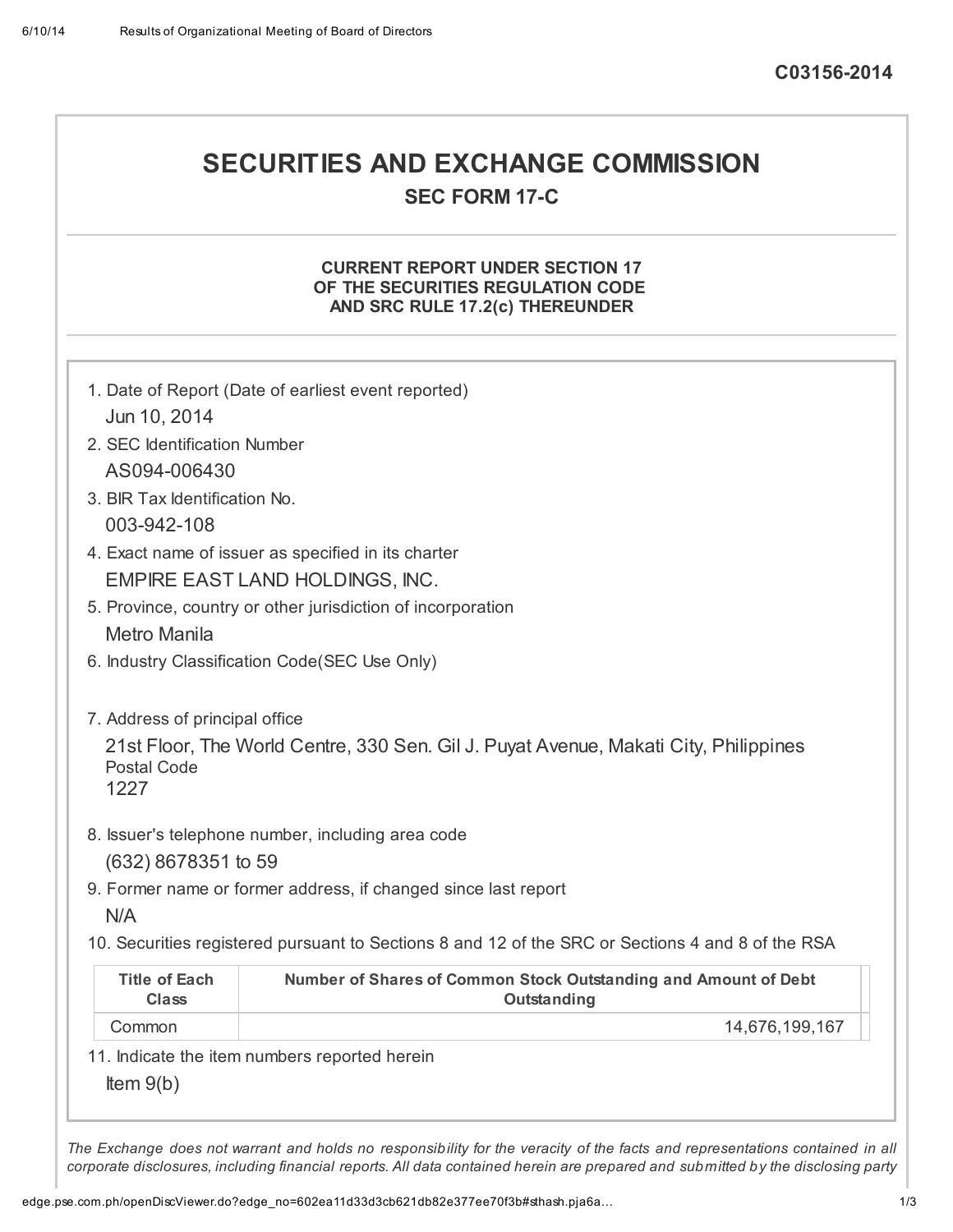C03156-2014

# SECURITIES AND EXCHANGE COMMISSION

## SEC FORM 17-C

### CURRENT REPORT UNDER SECTION 17 OF THE SECURITIES REGULATION CODE AND SRC RULE 17.2(c) THEREUNDER

1. Date of Report (Date of earliest event reported)
   Jun 10, 2014
2. SEC Identification Number
   AS094-006430
3. BIR Tax Identification No.
   003-942-108
4. Exact name of issuer as specified in its charter
   EMPIRE EAST LAND HOLDINGS, INC.
5. Province, country or other jurisdiction of incorporation
   Metro Manila
6. Industry Classification Code(SEC Use Only)

7. Address of principal office
   21st Floor, The World Centre, 330 Sen. Gil J. Puyat Avenue, Makati City, Philippines
   Postal Code
   1227
8. Issuer's telephone number, including area code
   (632) 8678351 to 59
9. Former name or former address, if changed since last report
   N/A
10. Securities registered pursuant to Sections 8 and 12 of the SRC or Sections 4 and 8 of the RSA

| Title of Each Class | Number of Shares of Common Stock Outstanding and Amount of Debt Outstanding |
|---|---|
| Common | 14,676,199,167 |

11. Indicate the item numbers reported herein
    Item 9(b)

*The Exchange does not warrant and holds no responsibility for the veracity of the facts and representations contained in all corporate disclosures, including financial reports. All data contained herein are prepared and submitted by the disclosing party*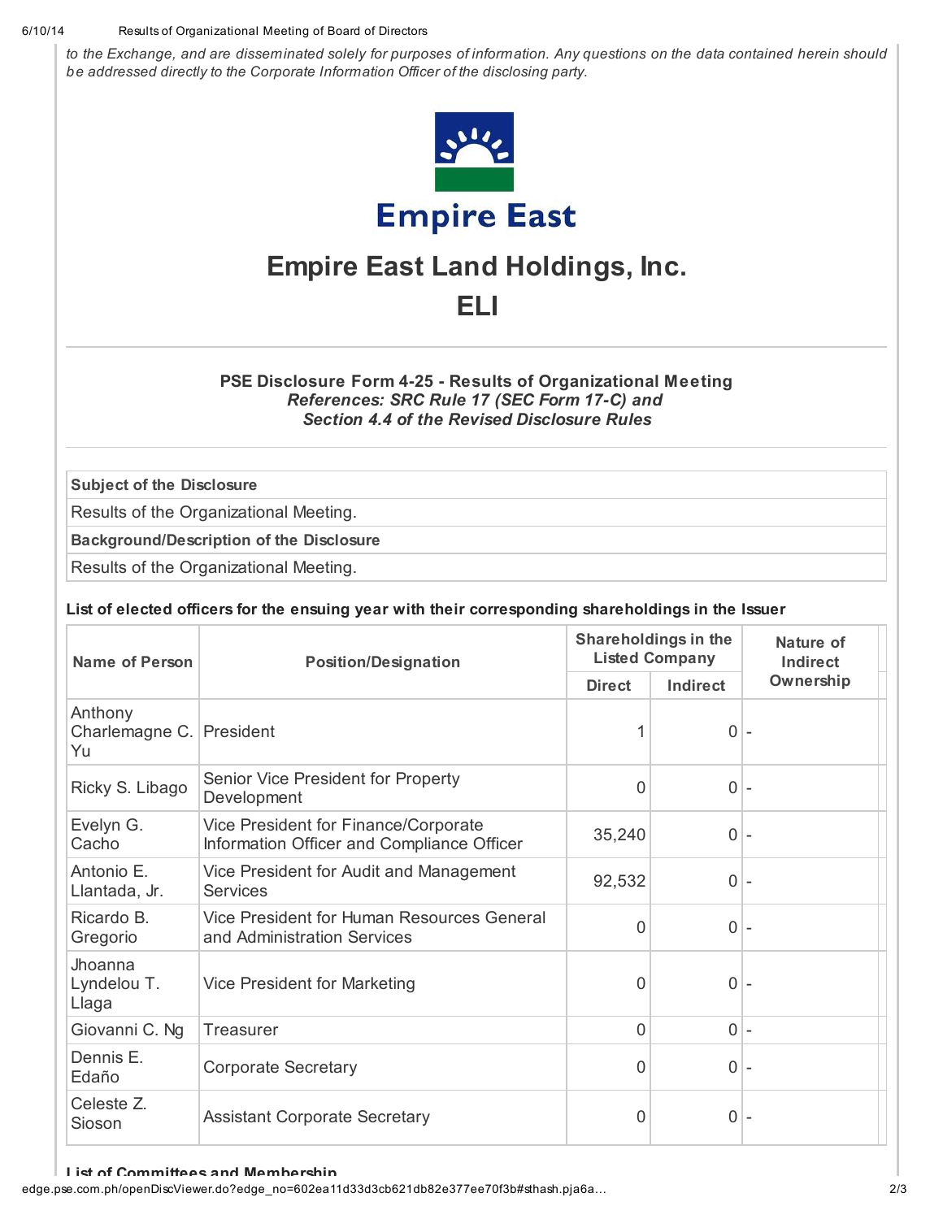*to the Exchange, and are disseminated solely for purposes of information. Any questions on the data contained herein should be addressed directly to the Corporate Information Officer of the disclosing party.*

# Empire East Land Holdings, Inc.

# ELI

### PSE Disclosure Form 4-25 - Results of Organizational Meeting

***References: SRC Rule 17 (SEC Form 17-C) and Section 4.4 of the Revised Disclosure Rules***

| **Subject of the Disclosure** |
|---|
| Results of the Organizational Meeting. |
| **Background/Description of the Disclosure** |
| Results of the Organizational Meeting. |

**List of elected officers for the ensuing year with their corresponding shareholdings in the Issuer**

| Name of Person | Position/Designation | Shareholdings in the Listed Company | | Nature of Indirect Ownership |
|---|---|---|---|---|
| | | Direct | Indirect | |
| Anthony Charlemagne C. Yu | President | 1 | 0 | - |
| Ricky S. Libago | Senior Vice President for Property Development | 0 | 0 | - |
| Evelyn G. Cacho | Vice President for Finance/Corporate Information Officer and Compliance Officer | 35,240 | 0 | - |
| Antonio E. Llantada, Jr. | Vice President for Audit and Management Services | 92,532 | 0 | - |
| Ricardo B. Gregorio | Vice President for Human Resources General and Administration Services | 0 | 0 | - |
| Jhoanna Lyndelou T. Llaga | Vice President for Marketing | 0 | 0 | - |
| Giovanni C. Ng | Treasurer | 0 | 0 | - |
| Dennis E. Edaño | Corporate Secretary | 0 | 0 | - |
| Celeste Z. Sioson | Assistant Corporate Secretary | 0 | 0 | - |

**List of Committees and Membership**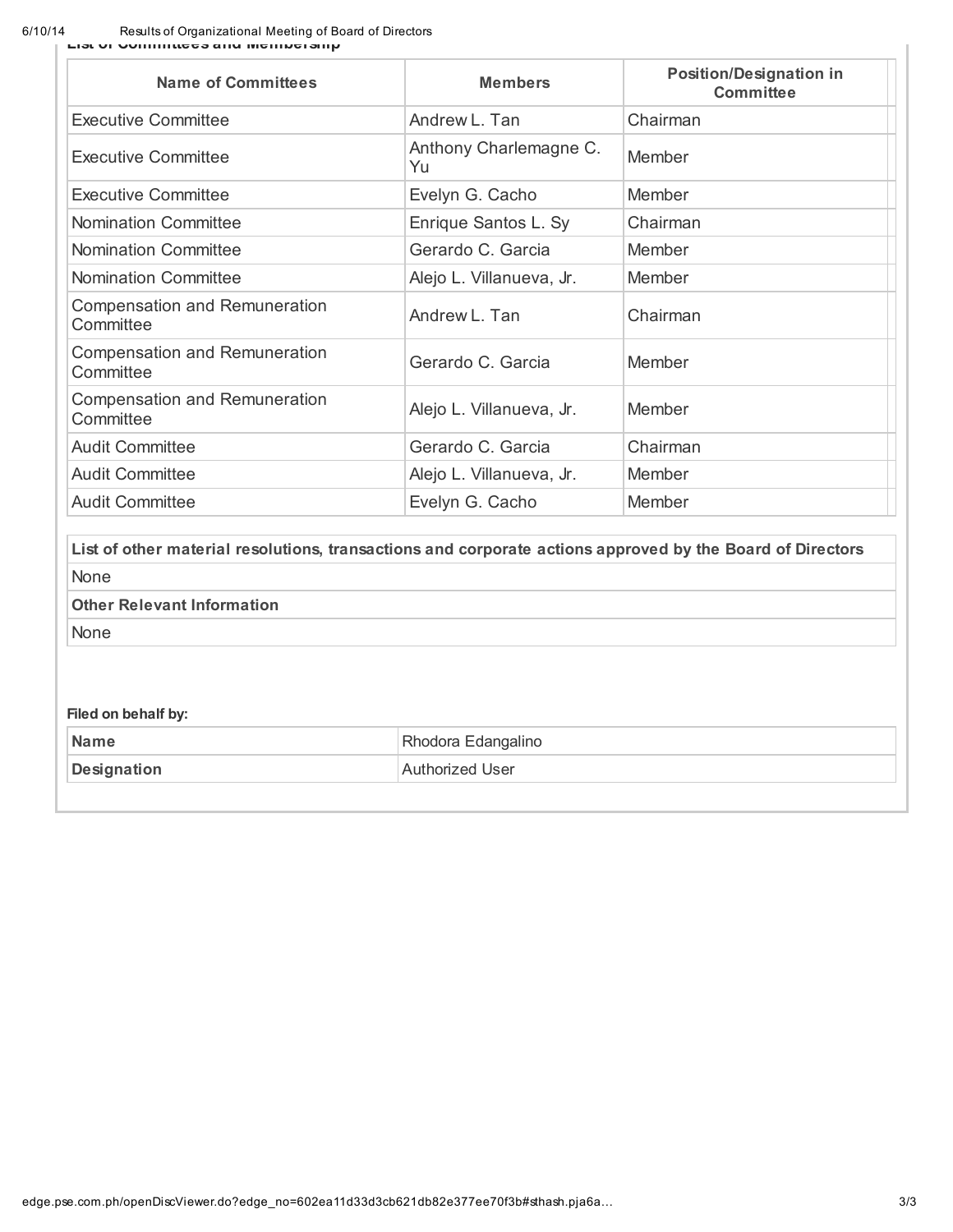**List of Committees and Membership**

| Name of Committees | Members | Position/Designation in Committee |
|---|---|---|
| Executive Committee | Andrew L. Tan | Chairman |
| Executive Committee | Anthony Charlemagne C. Yu | Member |
| Executive Committee | Evelyn G. Cacho | Member |
| Nomination Committee | Enrique Santos L. Sy | Chairman |
| Nomination Committee | Gerardo C. Garcia | Member |
| Nomination Committee | Alejo L. Villanueva, Jr. | Member |
| Compensation and Remuneration Committee | Andrew L. Tan | Chairman |
| Compensation and Remuneration Committee | Gerardo C. Garcia | Member |
| Compensation and Remuneration Committee | Alejo L. Villanueva, Jr. | Member |
| Audit Committee | Gerardo C. Garcia | Chairman |
| Audit Committee | Alejo L. Villanueva, Jr. | Member |
| Audit Committee | Evelyn G. Cacho | Member |

**List of other material resolutions, transactions and corporate actions approved by the Board of Directors**

None

**Other Relevant Information**

None

**Filed on behalf by:**

| Name | Rhodora Edangalino |
|---|---|
| Designation | Authorized User |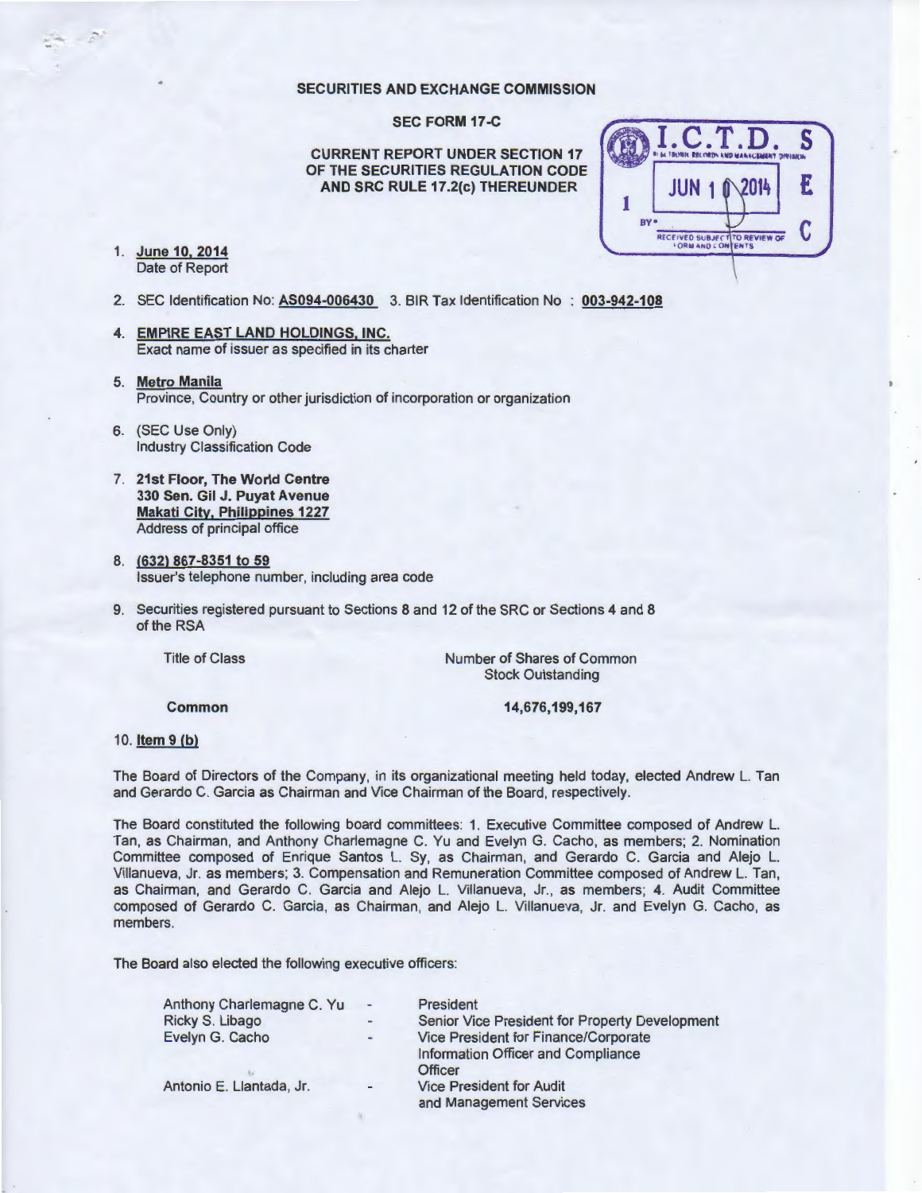**SECURITIES AND EXCHANGE COMMISSION**

**SEC FORM 17-C**

**CURRENT REPORT UNDER SECTION 17 OF THE SECURITIES REGULATION CODE AND SRC RULE 17.2(c) THEREUNDER**

1. **June 10, 2014**
   Date of Report

2. SEC Identification No: **AS094-006430** 3. BIR Tax Identification No : **003-942-108**

4. **EMPIRE EAST LAND HOLDINGS, INC.**
   Exact name of issuer as specified in its charter

5. **Metro Manila**
   Province, Country or other jurisdiction of incorporation or organization

6. (SEC Use Only)
   Industry Classification Code

7. **21st Floor, The World Centre**
   **330 Sen. Gil J. Puyat Avenue**
   **Makati City, Philippines 1227**
   Address of principal office

8. **(632) 867-8351 to 59**
   Issuer's telephone number, including area code

9. Securities registered pursuant to Sections 8 and 12 of the SRC or Sections 4 and 8 of the RSA

| Title of Class | Number of Shares of Common Stock Outstanding |
|---|---|
| **Common** | **14,676,199,167** |

10. **Item 9 (b)**

The Board of Directors of the Company, in its organizational meeting held today, elected Andrew L. Tan and Gerardo C. Garcia as Chairman and Vice Chairman of the Board, respectively.

The Board constituted the following board committees: 1. Executive Committee composed of Andrew L. Tan, as Chairman, and Anthony Charlemagne C. Yu and Evelyn G. Cacho, as members; 2. Nomination Committee composed of Enrique Santos L. Sy, as Chairman, and Gerardo C. Garcia and Alejo L. Villanueva, Jr. as members; 3. Compensation and Remuneration Committee composed of Andrew L. Tan, as Chairman, and Gerardo C. Garcia and Alejo L. Villanueva, Jr., as members; 4. Audit Committee composed of Gerardo C. Garcia, as Chairman, and Alejo L. Villanueva, Jr. and Evelyn G. Cacho, as members.

The Board also elected the following executive officers:

| | | |
|---|---|---|
| Anthony Charlemagne C. Yu | - | President |
| Ricky S. Libago | - | Senior Vice President for Property Development |
| Evelyn G. Cacho | - | Vice President for Finance/Corporate Information Officer and Compliance Officer |
| Antonio E. Llantada, Jr. | - | Vice President for Audit and Management Services |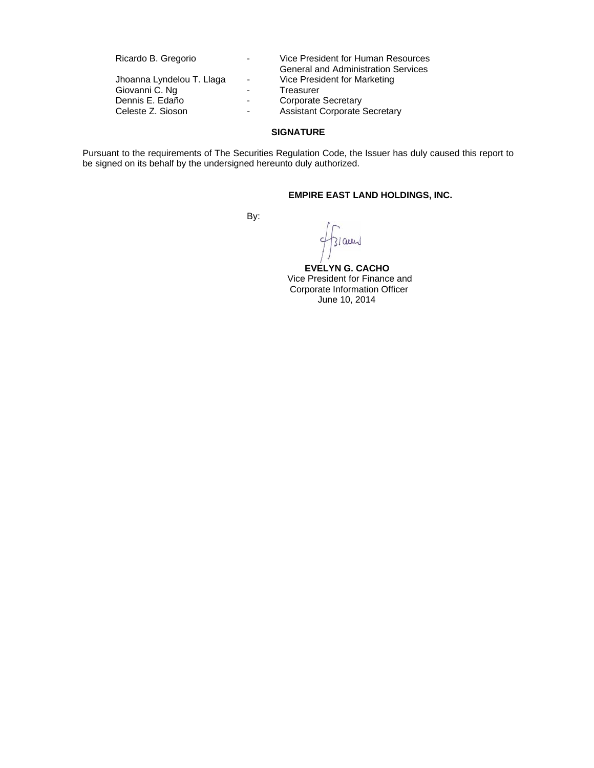| | | |
|---|---|---|
| Ricardo B. Gregorio | - | Vice President for Human Resources General and Administration Services |
| Jhoanna Lyndelou T. Llaga | - | Vice President for Marketing |
| Giovanni C. Ng | - | Treasurer |
| Dennis E. Edaño | - | Corporate Secretary |
| Celeste Z. Sioson | - | Assistant Corporate Secretary |

**SIGNATURE**

Pursuant to the requirements of The Securities Regulation Code, the Issuer has duly caused this report to be signed on its behalf by the undersigned hereunto duly authorized.

**EMPIRE EAST LAND HOLDINGS, INC.**

By:

**EVELYN G. CACHO**
Vice President for Finance and
Corporate Information Officer
June 10, 2014